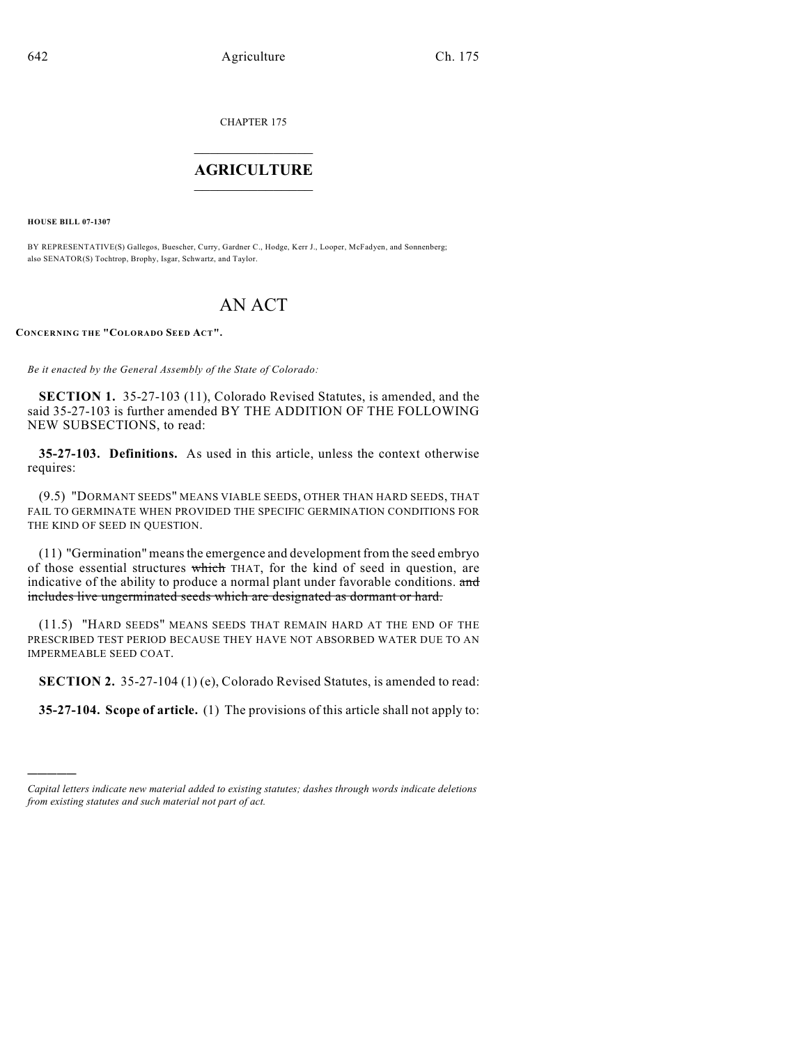CHAPTER 175

# AGRICULTURE

**HOUSE BILL 07-1307**

BY REPRESENTATIVE(S) Gallegos, Buescher, Curry, Gardner C., Hodge, Kerr J., Looper, McFadyen, and Sonnenberg; also SENATOR(S) Tochtrop, Brophy, Isgar, Schwartz, and Taylor.

# AN ACT

**CONCERNING THE "COLORADO SEED ACT".**

*Be it enacted by the General Assembly of the State of Colorado:*

**SECTION 1.** 35-27-103 (11), Colorado Revised Statutes, is amended, and the said 35-27-103 is further amended BY THE ADDITION OF THE FOLLOWING NEW SUBSECTIONS, to read:

**35-27-103. Definitions.** As used in this article, unless the context otherwise requires:

(9.5) "DORMANT SEEDS" MEANS VIABLE SEEDS, OTHER THAN HARD SEEDS, THAT FAIL TO GERMINATE WHEN PROVIDED THE SPECIFIC GERMINATION CONDITIONS FOR THE KIND OF SEED IN QUESTION.

(11) "Germination" means the emergence and development from the seed embryo of those essential structures ~~which~~ THAT, for the kind of seed in question, are indicative of the ability to produce a normal plant under favorable conditions. ~~and includes live ungerminated seeds which are designated as dormant or hard.~~

(11.5) "HARD SEEDS" MEANS SEEDS THAT REMAIN HARD AT THE END OF THE PRESCRIBED TEST PERIOD BECAUSE THEY HAVE NOT ABSORBED WATER DUE TO AN IMPERMEABLE SEED COAT.

**SECTION 2.** 35-27-104 (1) (e), Colorado Revised Statutes, is amended to read:

**35-27-104. Scope of article.** (1) The provisions of this article shall not apply to:

————

*Capital letters indicate new material added to existing statutes; dashes through words indicate deletions from existing statutes and such material not part of act.*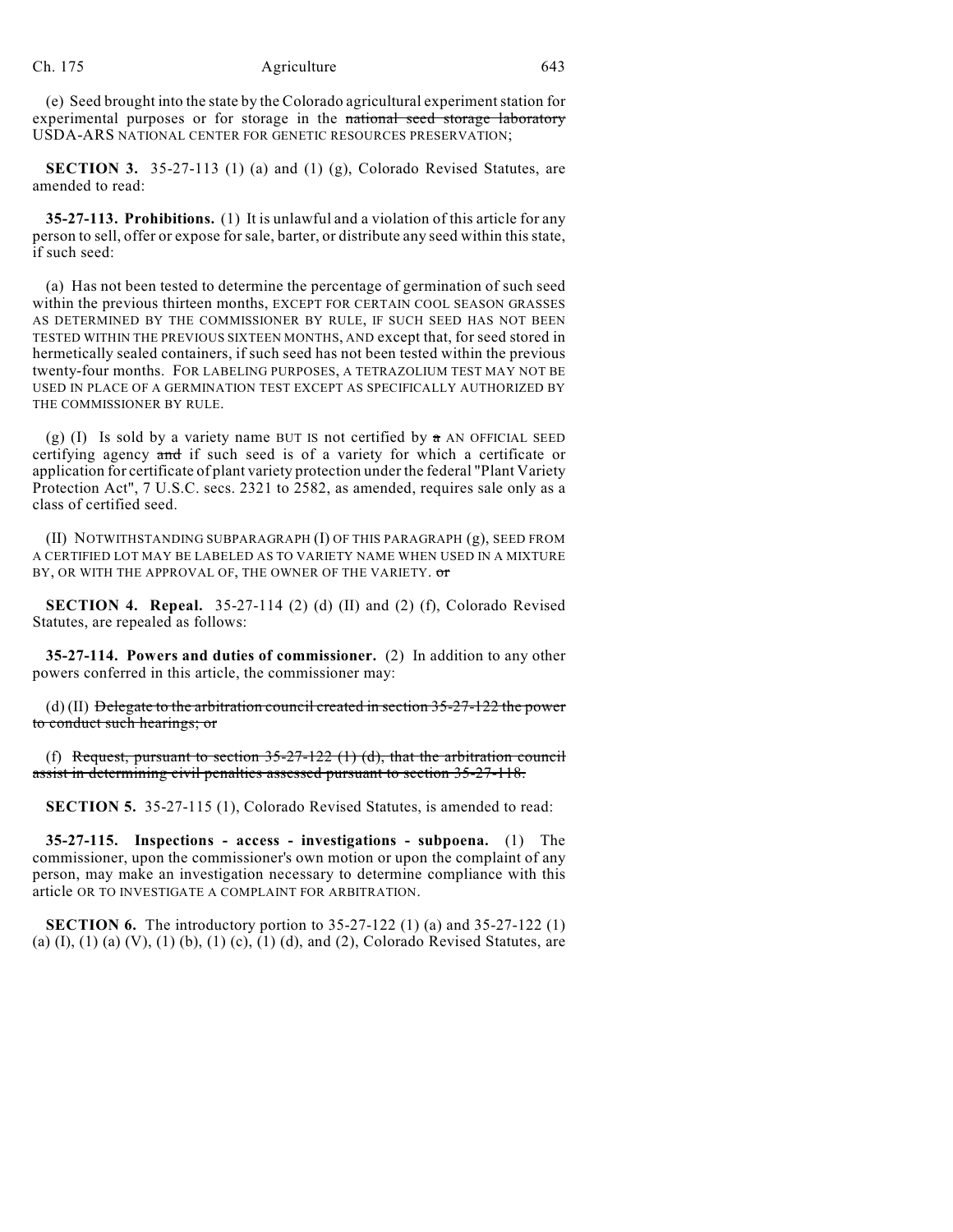(e) Seed brought into the state by the Colorado agricultural experiment station for experimental purposes or for storage in the ~~national seed storage laboratory~~ USDA-ARS NATIONAL CENTER FOR GENETIC RESOURCES PRESERVATION;

**SECTION 3.** 35-27-113 (1) (a) and (1) (g), Colorado Revised Statutes, are amended to read:

**35-27-113. Prohibitions.** (1) It is unlawful and a violation of this article for any person to sell, offer or expose for sale, barter, or distribute any seed within this state, if such seed:

(a) Has not been tested to determine the percentage of germination of such seed within the previous thirteen months, EXCEPT FOR CERTAIN COOL SEASON GRASSES AS DETERMINED BY THE COMMISSIONER BY RULE, IF SUCH SEED HAS NOT BEEN TESTED WITHIN THE PREVIOUS SIXTEEN MONTHS, AND except that, for seed stored in hermetically sealed containers, if such seed has not been tested within the previous twenty-four months. FOR LABELING PURPOSES, A TETRAZOLIUM TEST MAY NOT BE USED IN PLACE OF A GERMINATION TEST EXCEPT AS SPECIFICALLY AUTHORIZED BY THE COMMISSIONER BY RULE.

(g) (I) Is sold by a variety name BUT IS not certified by ~~a~~ AN OFFICIAL SEED certifying agency ~~and~~ if such seed is of a variety for which a certificate or application for certificate of plant variety protection under the federal "Plant Variety Protection Act", 7 U.S.C. secs. 2321 to 2582, as amended, requires sale only as a class of certified seed.

(II) NOTWITHSTANDING SUBPARAGRAPH (I) OF THIS PARAGRAPH (g), SEED FROM A CERTIFIED LOT MAY BE LABELED AS TO VARIETY NAME WHEN USED IN A MIXTURE BY, OR WITH THE APPROVAL OF, THE OWNER OF THE VARIETY. ~~or~~

**SECTION 4. Repeal.** 35-27-114 (2) (d) (II) and (2) (f), Colorado Revised Statutes, are repealed as follows:

**35-27-114. Powers and duties of commissioner.** (2) In addition to any other powers conferred in this article, the commissioner may:

(d) (II) ~~Delegate to the arbitration council created in section 35-27-122 the power to conduct such hearings; or~~

(f) ~~Request, pursuant to section 35-27-122 (1) (d), that the arbitration council assist in determining civil penalties assessed pursuant to section 35-27-118.~~

**SECTION 5.** 35-27-115 (1), Colorado Revised Statutes, is amended to read:

**35-27-115. Inspections - access - investigations - subpoena.** (1) The commissioner, upon the commissioner's own motion or upon the complaint of any person, may make an investigation necessary to determine compliance with this article OR TO INVESTIGATE A COMPLAINT FOR ARBITRATION.

**SECTION 6.** The introductory portion to 35-27-122 (1) (a) and 35-27-122 (1) (a) (I), (1) (a) (V), (1) (b), (1) (c), (1) (d), and (2), Colorado Revised Statutes, are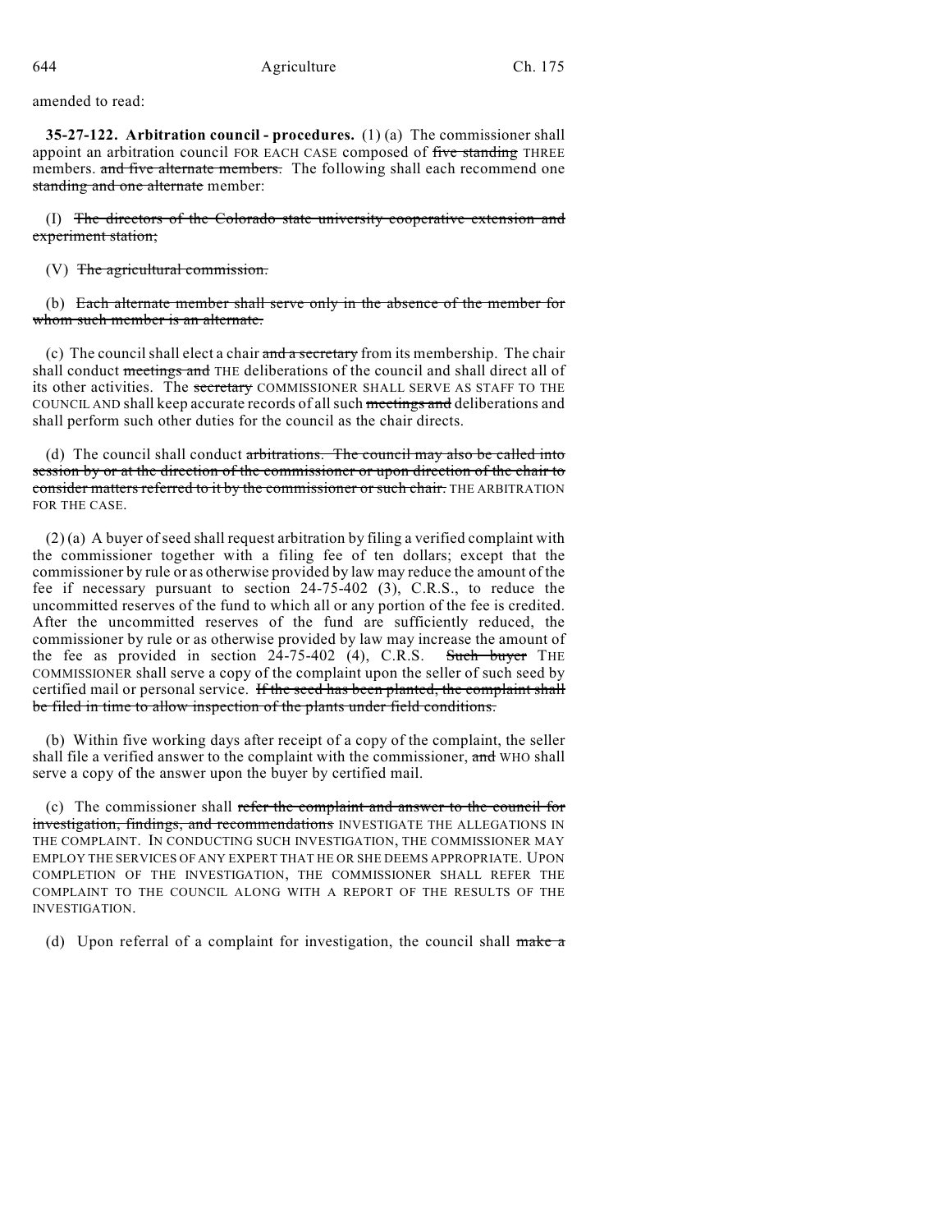amended to read:

**35-27-122. Arbitration council - procedures.** (1) (a) The commissioner shall appoint an arbitration council FOR EACH CASE composed of ~~five standing~~ THREE members. ~~and five alternate members.~~ The following shall each recommend one ~~standing and one alternate~~ member:

(I) ~~The directors of the Colorado state university cooperative extension and experiment station;~~

(V) ~~The agricultural commission.~~

(b) ~~Each alternate member shall serve only in the absence of the member for whom such member is an alternate.~~

(c) The council shall elect a chair ~~and a secretary~~ from its membership. The chair shall conduct ~~meetings and~~ THE deliberations of the council and shall direct all of its other activities. The ~~secretary~~ COMMISSIONER SHALL SERVE AS STAFF TO THE COUNCIL AND shall keep accurate records of all such ~~meetings and~~ deliberations and shall perform such other duties for the council as the chair directs.

(d) The council shall conduct ~~arbitrations. The council may also be called into session by or at the direction of the commissioner or upon direction of the chair to consider matters referred to it by the commissioner or such chair.~~ THE ARBITRATION FOR THE CASE.

(2) (a) A buyer of seed shall request arbitration by filing a verified complaint with the commissioner together with a filing fee of ten dollars; except that the commissioner by rule or as otherwise provided by law may reduce the amount of the fee if necessary pursuant to section 24-75-402 (3), C.R.S., to reduce the uncommitted reserves of the fund to which all or any portion of the fee is credited. After the uncommitted reserves of the fund are sufficiently reduced, the commissioner by rule or as otherwise provided by law may increase the amount of the fee as provided in section 24-75-402 (4), C.R.S. ~~Such buyer~~ THE COMMISSIONER shall serve a copy of the complaint upon the seller of such seed by certified mail or personal service. ~~If the seed has been planted, the complaint shall be filed in time to allow inspection of the plants under field conditions.~~

(b) Within five working days after receipt of a copy of the complaint, the seller shall file a verified answer to the complaint with the commissioner, ~~and~~ WHO shall serve a copy of the answer upon the buyer by certified mail.

(c) The commissioner shall ~~refer the complaint and answer to the council for investigation, findings, and recommendations~~ INVESTIGATE THE ALLEGATIONS IN THE COMPLAINT. IN CONDUCTING SUCH INVESTIGATION, THE COMMISSIONER MAY EMPLOY THE SERVICES OF ANY EXPERT THAT HE OR SHE DEEMS APPROPRIATE. UPON COMPLETION OF THE INVESTIGATION, THE COMMISSIONER SHALL REFER THE COMPLAINT TO THE COUNCIL ALONG WITH A REPORT OF THE RESULTS OF THE INVESTIGATION.

(d) Upon referral of a complaint for investigation, the council shall ~~make a~~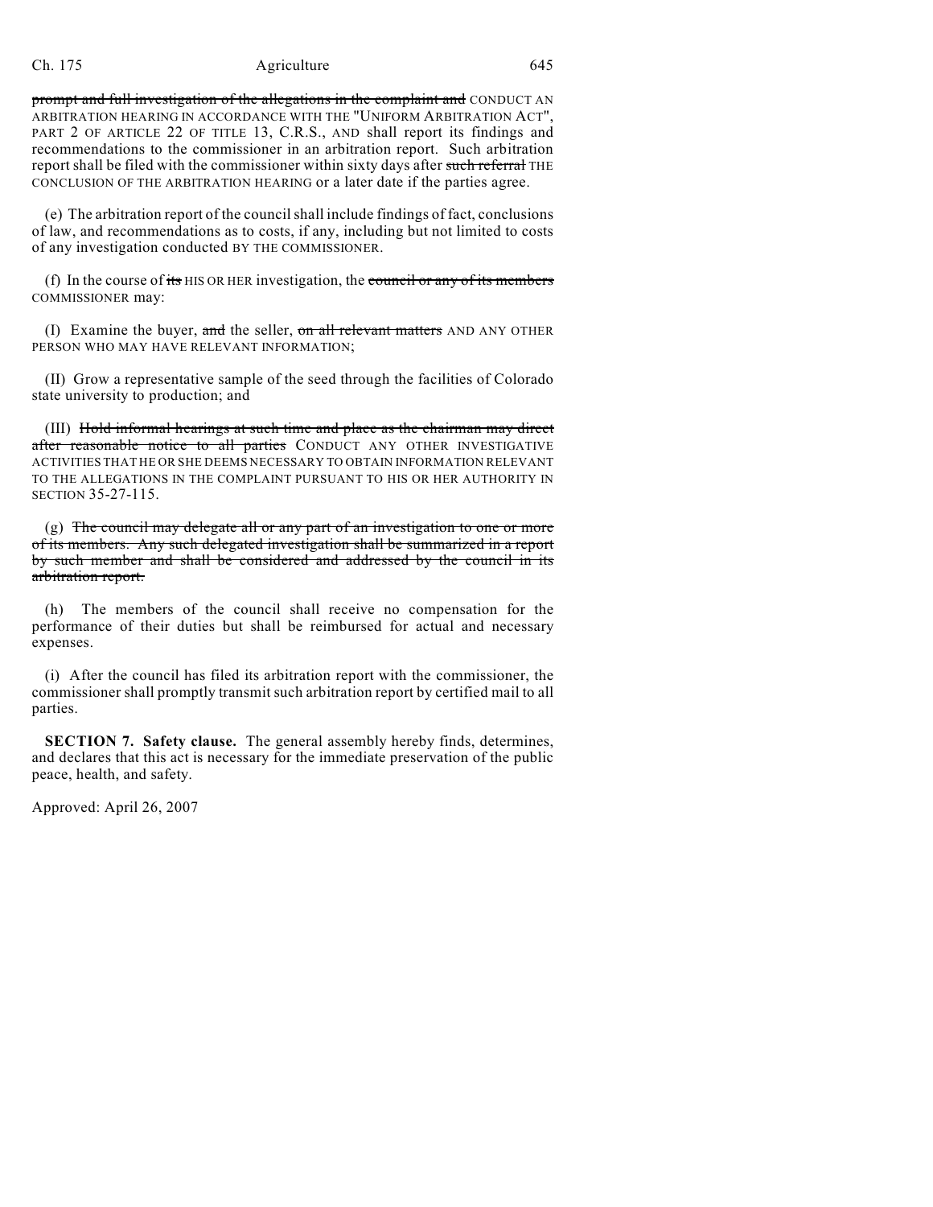~~prompt and full investigation of the allegations in the complaint and~~ CONDUCT AN ARBITRATION HEARING IN ACCORDANCE WITH THE "UNIFORM ARBITRATION ACT", PART 2 OF ARTICLE 22 OF TITLE 13, C.R.S., AND shall report its findings and recommendations to the commissioner in an arbitration report. Such arbitration report shall be filed with the commissioner within sixty days after ~~such referral~~ THE CONCLUSION OF THE ARBITRATION HEARING or a later date if the parties agree.

(e) The arbitration report of the council shall include findings of fact, conclusions of law, and recommendations as to costs, if any, including but not limited to costs of any investigation conducted BY THE COMMISSIONER.

(f) In the course of ~~its~~ HIS OR HER investigation, the ~~council or any of its members~~ COMMISSIONER may:

(I) Examine the buyer, ~~and~~ the seller, ~~on all relevant matters~~ AND ANY OTHER PERSON WHO MAY HAVE RELEVANT INFORMATION;

(II) Grow a representative sample of the seed through the facilities of Colorado state university to production; and

(III) ~~Hold informal hearings at such time and place as the chairman may direct after reasonable notice to all parties~~ CONDUCT ANY OTHER INVESTIGATIVE ACTIVITIES THAT HE OR SHE DEEMS NECESSARY TO OBTAIN INFORMATION RELEVANT TO THE ALLEGATIONS IN THE COMPLAINT PURSUANT TO HIS OR HER AUTHORITY IN SECTION 35-27-115.

(g) ~~The council may delegate all or any part of an investigation to one or more of its members. Any such delegated investigation shall be summarized in a report by such member and shall be considered and addressed by the council in its arbitration report.~~

(h) The members of the council shall receive no compensation for the performance of their duties but shall be reimbursed for actual and necessary expenses.

(i) After the council has filed its arbitration report with the commissioner, the commissioner shall promptly transmit such arbitration report by certified mail to all parties.

**SECTION 7. Safety clause.** The general assembly hereby finds, determines, and declares that this act is necessary for the immediate preservation of the public peace, health, and safety.

Approved: April 26, 2007